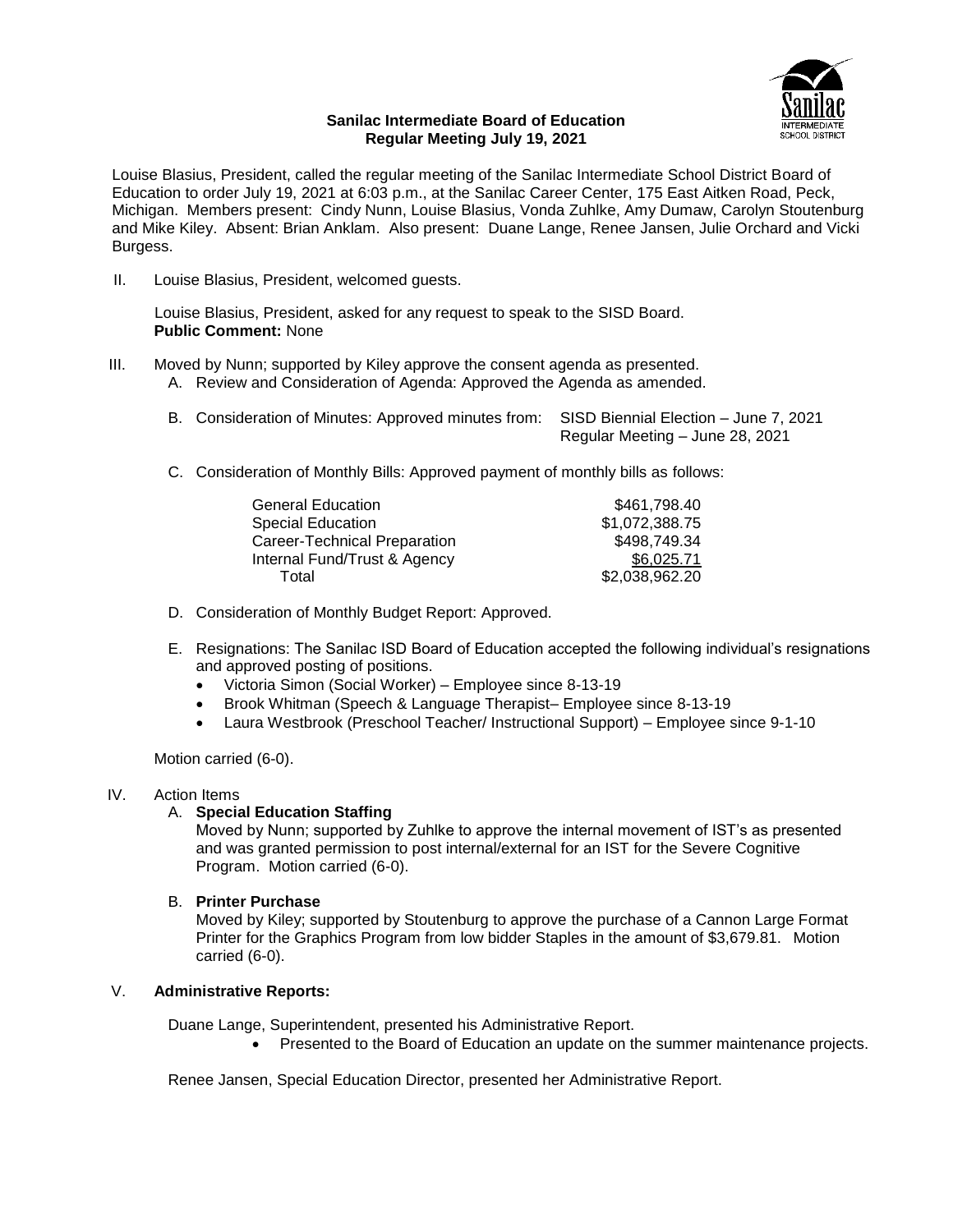**Sanilac Intermediate Board of Education**
**Regular Meeting July 19, 2021**

Louise Blasius, President, called the regular meeting of the Sanilac Intermediate School District Board of Education to order July 19, 2021 at 6:03 p.m., at the Sanilac Career Center, 175 East Aitken Road, Peck, Michigan. Members present: Cindy Nunn, Louise Blasius, Vonda Zuhlke, Amy Dumaw, Carolyn Stoutenburg and Mike Kiley. Absent: Brian Anklam. Also present: Duane Lange, Renee Jansen, Julie Orchard and Vicki Burgess.

II. Louise Blasius, President, welcomed guests.

Louise Blasius, President, asked for any request to speak to the SISD Board.
**Public Comment:** None

III. Moved by Nunn; supported by Kiley approve the consent agenda as presented.

A. Review and Consideration of Agenda: Approved the Agenda as amended.

B. Consideration of Minutes: Approved minutes from: SISD Biennial Election – June 7, 2021
Regular Meeting – June 28, 2021

C. Consideration of Monthly Bills: Approved payment of monthly bills as follows:

| | |
|---|---|
| General Education | \$461,798.40 |
| Special Education | \$1,072,388.75 |
| Career-Technical Preparation | \$498,749.34 |
| Internal Fund/Trust & Agency | \$6,025.71 |
| Total | \$2,038,962.20 |

D. Consideration of Monthly Budget Report: Approved.

E. Resignations: The Sanilac ISD Board of Education accepted the following individual's resignations and approved posting of positions.

- Victoria Simon (Social Worker) – Employee since 8-13-19
- Brook Whitman (Speech & Language Therapist– Employee since 8-13-19
- Laura Westbrook (Preschool Teacher/ Instructional Support) – Employee since 9-1-10

Motion carried (6-0).

IV. Action Items

A. **Special Education Staffing**
Moved by Nunn; supported by Zuhlke to approve the internal movement of IST's as presented and was granted permission to post internal/external for an IST for the Severe Cognitive Program. Motion carried (6-0).

B. **Printer Purchase**
Moved by Kiley; supported by Stoutenburg to approve the purchase of a Cannon Large Format Printer for the Graphics Program from low bidder Staples in the amount of \$3,679.81. Motion carried (6-0).

V. **Administrative Reports:**

Duane Lange, Superintendent, presented his Administrative Report.

- Presented to the Board of Education an update on the summer maintenance projects.

Renee Jansen, Special Education Director, presented her Administrative Report.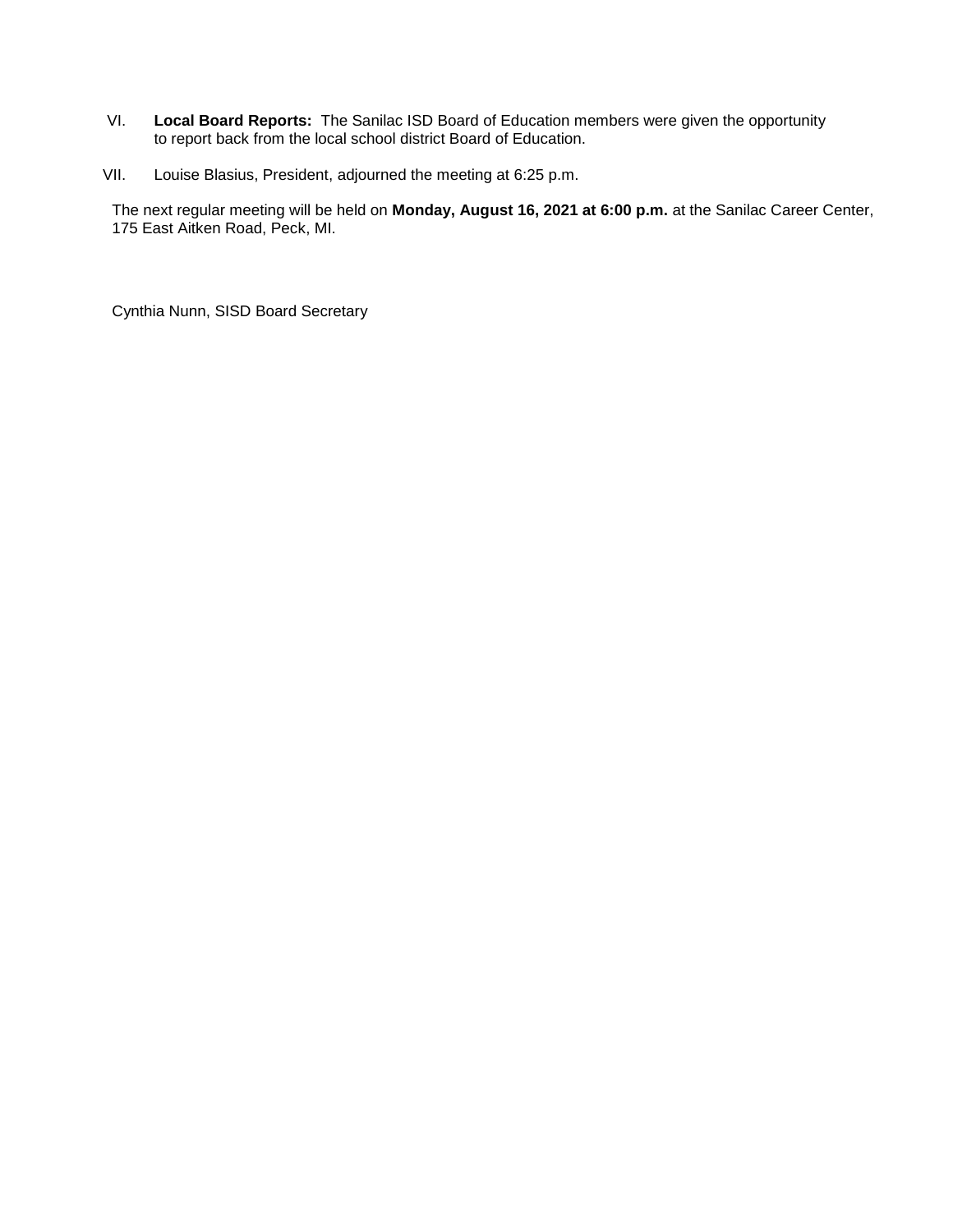VI. **Local Board Reports:** The Sanilac ISD Board of Education members were given the opportunity to report back from the local school district Board of Education.

VII. Louise Blasius, President, adjourned the meeting at 6:25 p.m.

The next regular meeting will be held on **Monday, August 16, 2021 at 6:00 p.m.** at the Sanilac Career Center, 175 East Aitken Road, Peck, MI.

Cynthia Nunn, SISD Board Secretary